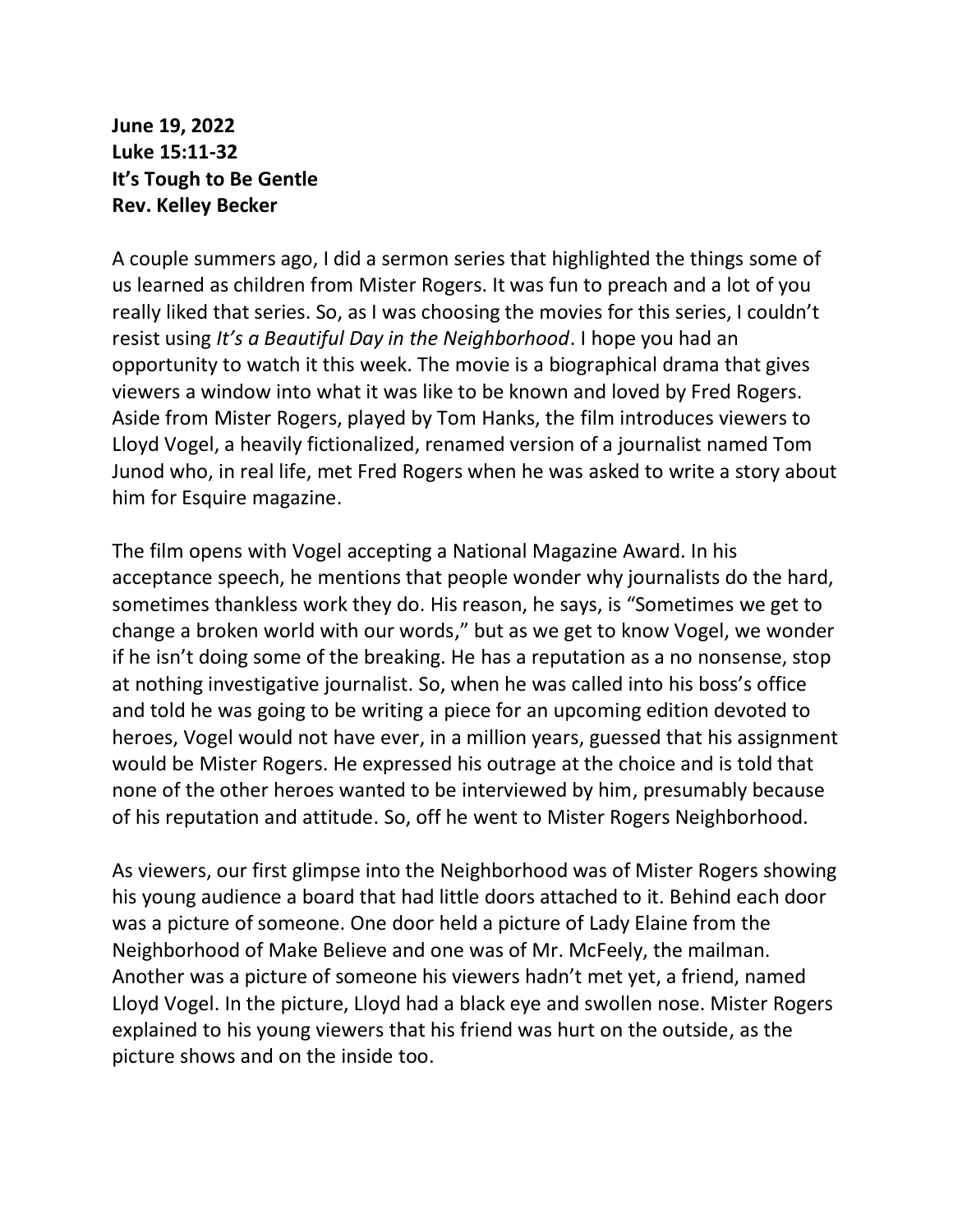**June 19, 2022**
**Luke 15:11-32**
**It's Tough to Be Gentle**
**Rev. Kelley Becker**

A couple summers ago, I did a sermon series that highlighted the things some of us learned as children from Mister Rogers. It was fun to preach and a lot of you really liked that series. So, as I was choosing the movies for this series, I couldn't resist using *It's a Beautiful Day in the Neighborhood*. I hope you had an opportunity to watch it this week. The movie is a biographical drama that gives viewers a window into what it was like to be known and loved by Fred Rogers. Aside from Mister Rogers, played by Tom Hanks, the film introduces viewers to Lloyd Vogel, a heavily fictionalized, renamed version of a journalist named Tom Junod who, in real life, met Fred Rogers when he was asked to write a story about him for Esquire magazine.

The film opens with Vogel accepting a National Magazine Award. In his acceptance speech, he mentions that people wonder why journalists do the hard, sometimes thankless work they do. His reason, he says, is "Sometimes we get to change a broken world with our words," but as we get to know Vogel, we wonder if he isn't doing some of the breaking. He has a reputation as a no nonsense, stop at nothing investigative journalist. So, when he was called into his boss's office and told he was going to be writing a piece for an upcoming edition devoted to heroes, Vogel would not have ever, in a million years, guessed that his assignment would be Mister Rogers. He expressed his outrage at the choice and is told that none of the other heroes wanted to be interviewed by him, presumably because of his reputation and attitude. So, off he went to Mister Rogers Neighborhood.

As viewers, our first glimpse into the Neighborhood was of Mister Rogers showing his young audience a board that had little doors attached to it. Behind each door was a picture of someone. One door held a picture of Lady Elaine from the Neighborhood of Make Believe and one was of Mr. McFeely, the mailman. Another was a picture of someone his viewers hadn't met yet, a friend, named Lloyd Vogel. In the picture, Lloyd had a black eye and swollen nose. Mister Rogers explained to his young viewers that his friend was hurt on the outside, as the picture shows and on the inside too.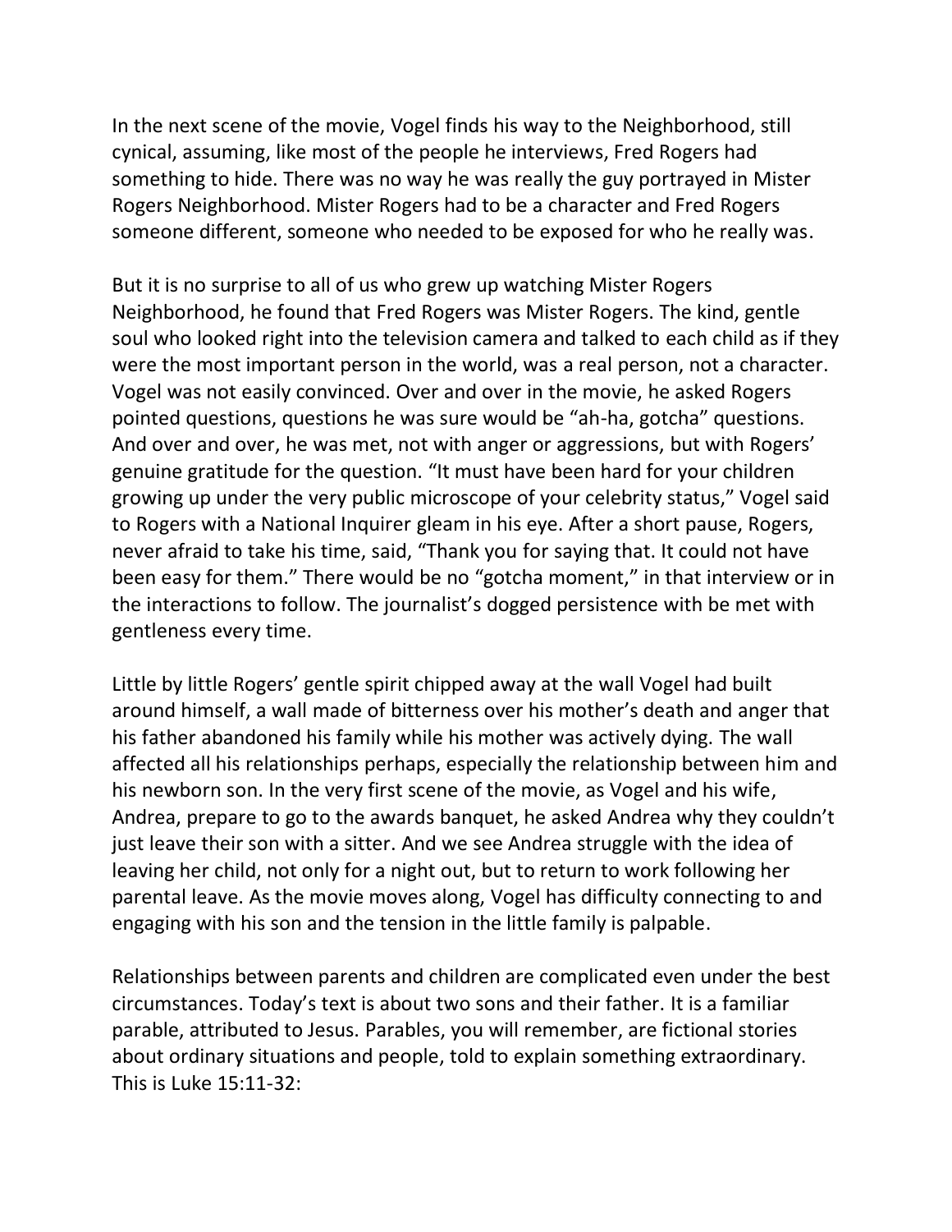In the next scene of the movie, Vogel finds his way to the Neighborhood, still cynical, assuming, like most of the people he interviews, Fred Rogers had something to hide. There was no way he was really the guy portrayed in Mister Rogers Neighborhood. Mister Rogers had to be a character and Fred Rogers someone different, someone who needed to be exposed for who he really was.

But it is no surprise to all of us who grew up watching Mister Rogers Neighborhood, he found that Fred Rogers was Mister Rogers. The kind, gentle soul who looked right into the television camera and talked to each child as if they were the most important person in the world, was a real person, not a character. Vogel was not easily convinced. Over and over in the movie, he asked Rogers pointed questions, questions he was sure would be "ah-ha, gotcha" questions. And over and over, he was met, not with anger or aggressions, but with Rogers' genuine gratitude for the question. "It must have been hard for your children growing up under the very public microscope of your celebrity status," Vogel said to Rogers with a National Inquirer gleam in his eye. After a short pause, Rogers, never afraid to take his time, said, "Thank you for saying that. It could not have been easy for them." There would be no "gotcha moment," in that interview or in the interactions to follow. The journalist's dogged persistence with be met with gentleness every time.

Little by little Rogers' gentle spirit chipped away at the wall Vogel had built around himself, a wall made of bitterness over his mother's death and anger that his father abandoned his family while his mother was actively dying. The wall affected all his relationships perhaps, especially the relationship between him and his newborn son. In the very first scene of the movie, as Vogel and his wife, Andrea, prepare to go to the awards banquet, he asked Andrea why they couldn't just leave their son with a sitter. And we see Andrea struggle with the idea of leaving her child, not only for a night out, but to return to work following her parental leave. As the movie moves along, Vogel has difficulty connecting to and engaging with his son and the tension in the little family is palpable.

Relationships between parents and children are complicated even under the best circumstances. Today's text is about two sons and their father. It is a familiar parable, attributed to Jesus. Parables, you will remember, are fictional stories about ordinary situations and people, told to explain something extraordinary. This is Luke 15:11-32: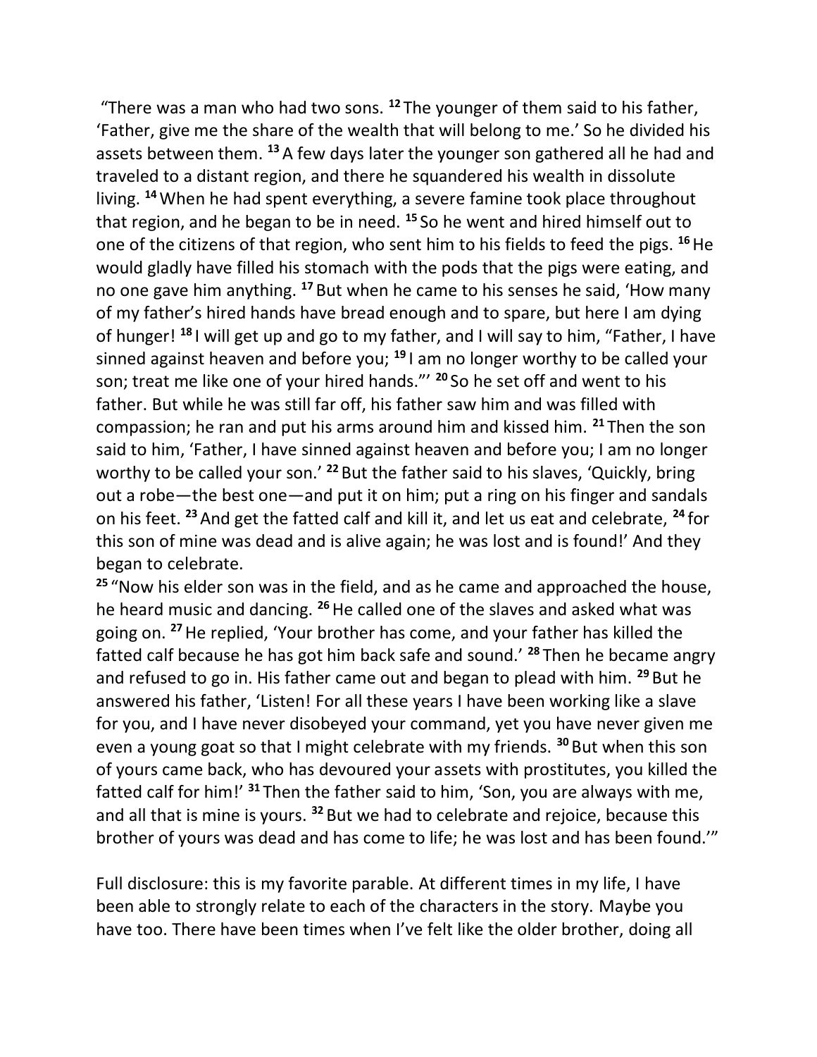"There was a man who had two sons. [12] The younger of them said to his father, 'Father, give me the share of the wealth that will belong to me.' So he divided his assets between them. [13] A few days later the younger son gathered all he had and traveled to a distant region, and there he squandered his wealth in dissolute living. [14] When he had spent everything, a severe famine took place throughout that region, and he began to be in need. [15] So he went and hired himself out to one of the citizens of that region, who sent him to his fields to feed the pigs. [16] He would gladly have filled his stomach with the pods that the pigs were eating, and no one gave him anything. [17] But when he came to his senses he said, 'How many of my father's hired hands have bread enough and to spare, but here I am dying of hunger! [18] I will get up and go to my father, and I will say to him, "Father, I have sinned against heaven and before you; [19] I am no longer worthy to be called your son; treat me like one of your hired hands."' [20] So he set off and went to his father. But while he was still far off, his father saw him and was filled with compassion; he ran and put his arms around him and kissed him. [21] Then the son said to him, 'Father, I have sinned against heaven and before you; I am no longer worthy to be called your son.' [22] But the father said to his slaves, 'Quickly, bring out a robe—the best one—and put it on him; put a ring on his finger and sandals on his feet. [23] And get the fatted calf and kill it, and let us eat and celebrate, [24] for this son of mine was dead and is alive again; he was lost and is found!' And they began to celebrate.

[25] "Now his elder son was in the field, and as he came and approached the house, he heard music and dancing. [26] He called one of the slaves and asked what was going on. [27] He replied, 'Your brother has come, and your father has killed the fatted calf because he has got him back safe and sound.' [28] Then he became angry and refused to go in. His father came out and began to plead with him. [29] But he answered his father, 'Listen! For all these years I have been working like a slave for you, and I have never disobeyed your command, yet you have never given me even a young goat so that I might celebrate with my friends. [30] But when this son of yours came back, who has devoured your assets with prostitutes, you killed the fatted calf for him!' [31] Then the father said to him, 'Son, you are always with me, and all that is mine is yours. [32] But we had to celebrate and rejoice, because this brother of yours was dead and has come to life; he was lost and has been found.'"

Full disclosure: this is my favorite parable. At different times in my life, I have been able to strongly relate to each of the characters in the story. Maybe you have too. There have been times when I've felt like the older brother, doing all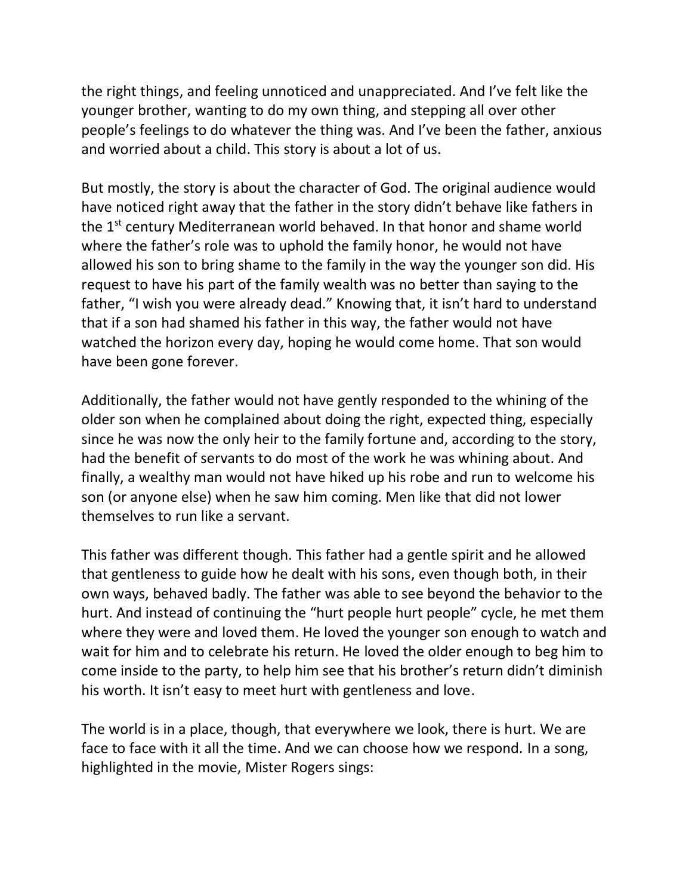the right things, and feeling unnoticed and unappreciated. And I've felt like the younger brother, wanting to do my own thing, and stepping all over other people's feelings to do whatever the thing was. And I've been the father, anxious and worried about a child. This story is about a lot of us.

But mostly, the story is about the character of God. The original audience would have noticed right away that the father in the story didn't behave like fathers in the 1st century Mediterranean world behaved. In that honor and shame world where the father's role was to uphold the family honor, he would not have allowed his son to bring shame to the family in the way the younger son did. His request to have his part of the family wealth was no better than saying to the father, "I wish you were already dead." Knowing that, it isn't hard to understand that if a son had shamed his father in this way, the father would not have watched the horizon every day, hoping he would come home. That son would have been gone forever.

Additionally, the father would not have gently responded to the whining of the older son when he complained about doing the right, expected thing, especially since he was now the only heir to the family fortune and, according to the story, had the benefit of servants to do most of the work he was whining about. And finally, a wealthy man would not have hiked up his robe and run to welcome his son (or anyone else) when he saw him coming. Men like that did not lower themselves to run like a servant.

This father was different though. This father had a gentle spirit and he allowed that gentleness to guide how he dealt with his sons, even though both, in their own ways, behaved badly. The father was able to see beyond the behavior to the hurt. And instead of continuing the "hurt people hurt people" cycle, he met them where they were and loved them. He loved the younger son enough to watch and wait for him and to celebrate his return. He loved the older enough to beg him to come inside to the party, to help him see that his brother's return didn't diminish his worth. It isn't easy to meet hurt with gentleness and love.

The world is in a place, though, that everywhere we look, there is hurt. We are face to face with it all the time. And we can choose how we respond. In a song, highlighted in the movie, Mister Rogers sings: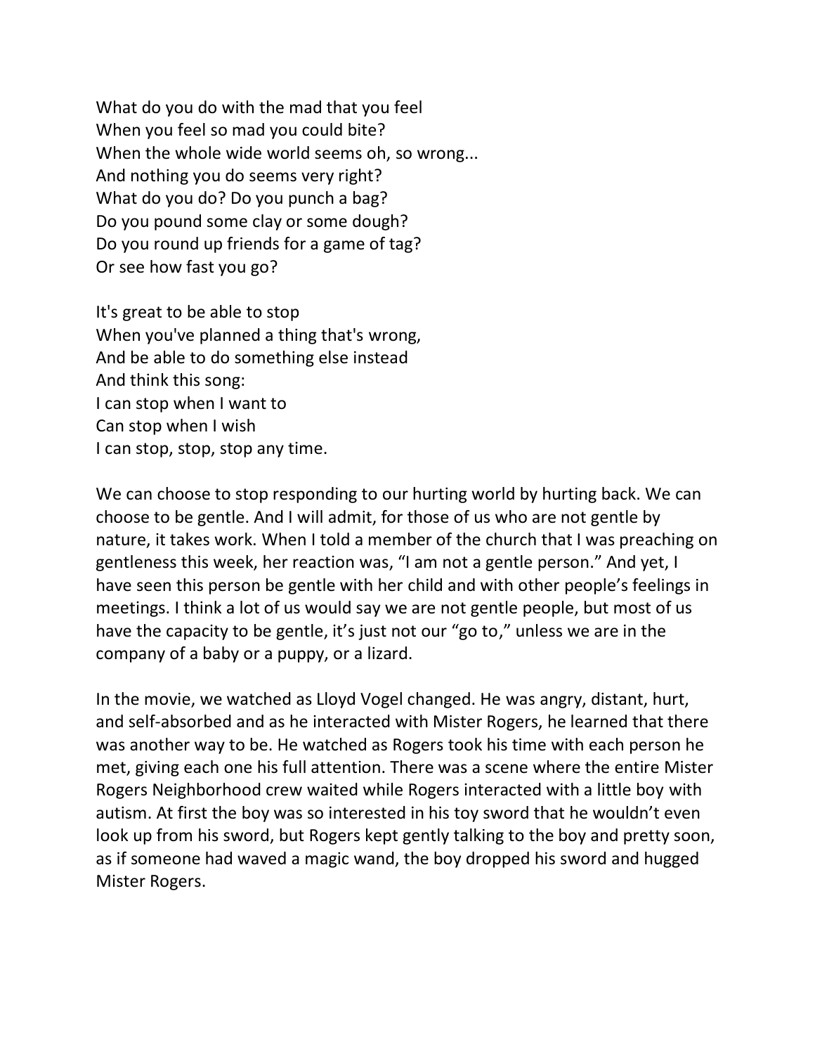What do you do with the mad that you feel  
When you feel so mad you could bite?  
When the whole wide world seems oh, so wrong...  
And nothing you do seems very right?  
What do you do? Do you punch a bag?  
Do you pound some clay or some dough?  
Do you round up friends for a game of tag?  
Or see how fast you go?

It's great to be able to stop  
When you've planned a thing that's wrong,  
And be able to do something else instead  
And think this song:  
I can stop when I want to  
Can stop when I wish  
I can stop, stop, stop any time.

We can choose to stop responding to our hurting world by hurting back. We can choose to be gentle. And I will admit, for those of us who are not gentle by nature, it takes work. When I told a member of the church that I was preaching on gentleness this week, her reaction was, "I am not a gentle person." And yet, I have seen this person be gentle with her child and with other people's feelings in meetings. I think a lot of us would say we are not gentle people, but most of us have the capacity to be gentle, it's just not our "go to," unless we are in the company of a baby or a puppy, or a lizard.

In the movie, we watched as Lloyd Vogel changed. He was angry, distant, hurt, and self-absorbed and as he interacted with Mister Rogers, he learned that there was another way to be. He watched as Rogers took his time with each person he met, giving each one his full attention. There was a scene where the entire Mister Rogers Neighborhood crew waited while Rogers interacted with a little boy with autism. At first the boy was so interested in his toy sword that he wouldn't even look up from his sword, but Rogers kept gently talking to the boy and pretty soon, as if someone had waved a magic wand, the boy dropped his sword and hugged Mister Rogers.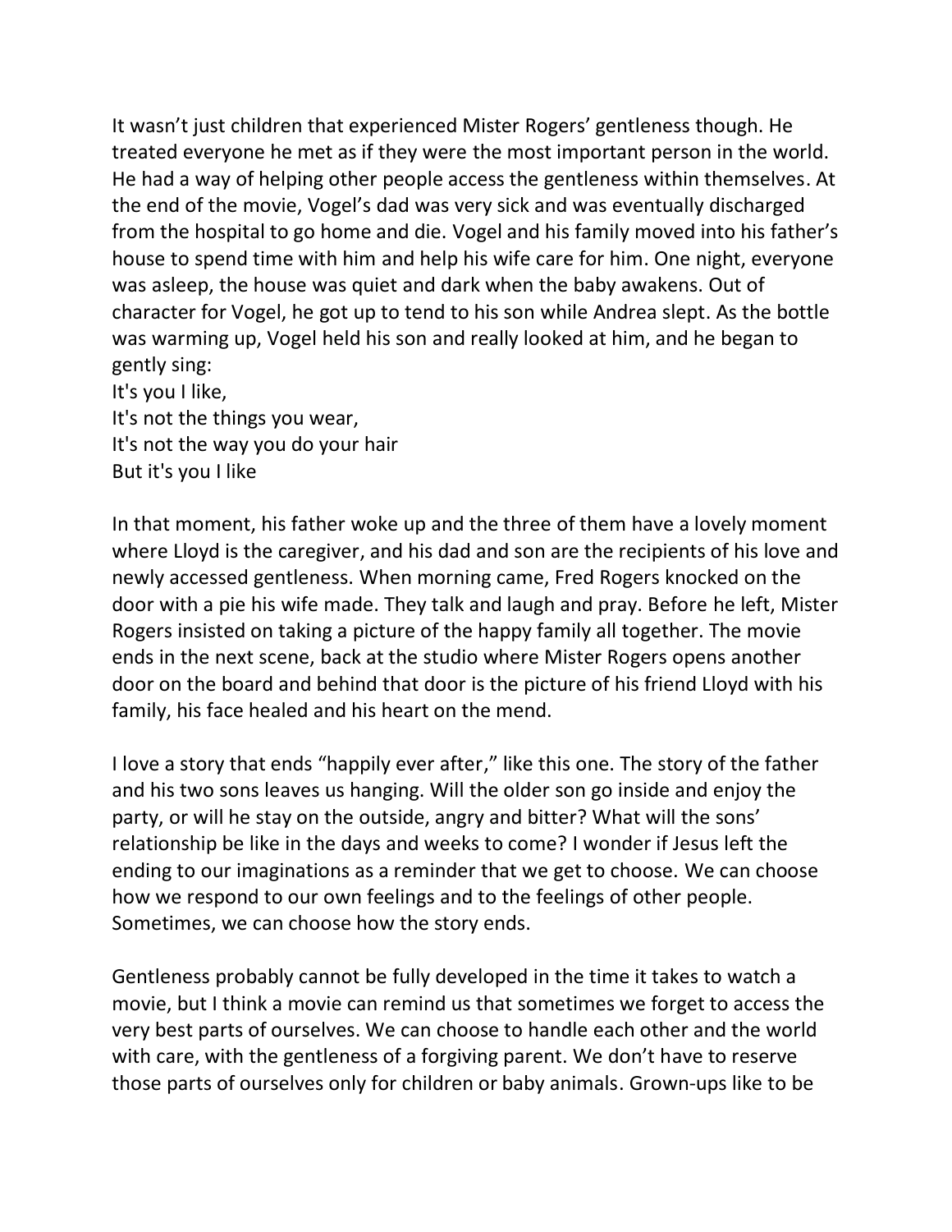It wasn't just children that experienced Mister Rogers' gentleness though. He treated everyone he met as if they were the most important person in the world. He had a way of helping other people access the gentleness within themselves. At the end of the movie, Vogel's dad was very sick and was eventually discharged from the hospital to go home and die. Vogel and his family moved into his father's house to spend time with him and help his wife care for him. One night, everyone was asleep, the house was quiet and dark when the baby awakens. Out of character for Vogel, he got up to tend to his son while Andrea slept. As the bottle was warming up, Vogel held his son and really looked at him, and he began to gently sing:

It's you I like,
It's not the things you wear,
It's not the way you do your hair
But it's you I like

In that moment, his father woke up and the three of them have a lovely moment where Lloyd is the caregiver, and his dad and son are the recipients of his love and newly accessed gentleness. When morning came, Fred Rogers knocked on the door with a pie his wife made. They talk and laugh and pray. Before he left, Mister Rogers insisted on taking a picture of the happy family all together. The movie ends in the next scene, back at the studio where Mister Rogers opens another door on the board and behind that door is the picture of his friend Lloyd with his family, his face healed and his heart on the mend.

I love a story that ends "happily ever after," like this one. The story of the father and his two sons leaves us hanging. Will the older son go inside and enjoy the party, or will he stay on the outside, angry and bitter? What will the sons' relationship be like in the days and weeks to come? I wonder if Jesus left the ending to our imaginations as a reminder that we get to choose. We can choose how we respond to our own feelings and to the feelings of other people. Sometimes, we can choose how the story ends.

Gentleness probably cannot be fully developed in the time it takes to watch a movie, but I think a movie can remind us that sometimes we forget to access the very best parts of ourselves. We can choose to handle each other and the world with care, with the gentleness of a forgiving parent. We don't have to reserve those parts of ourselves only for children or baby animals. Grown-ups like to be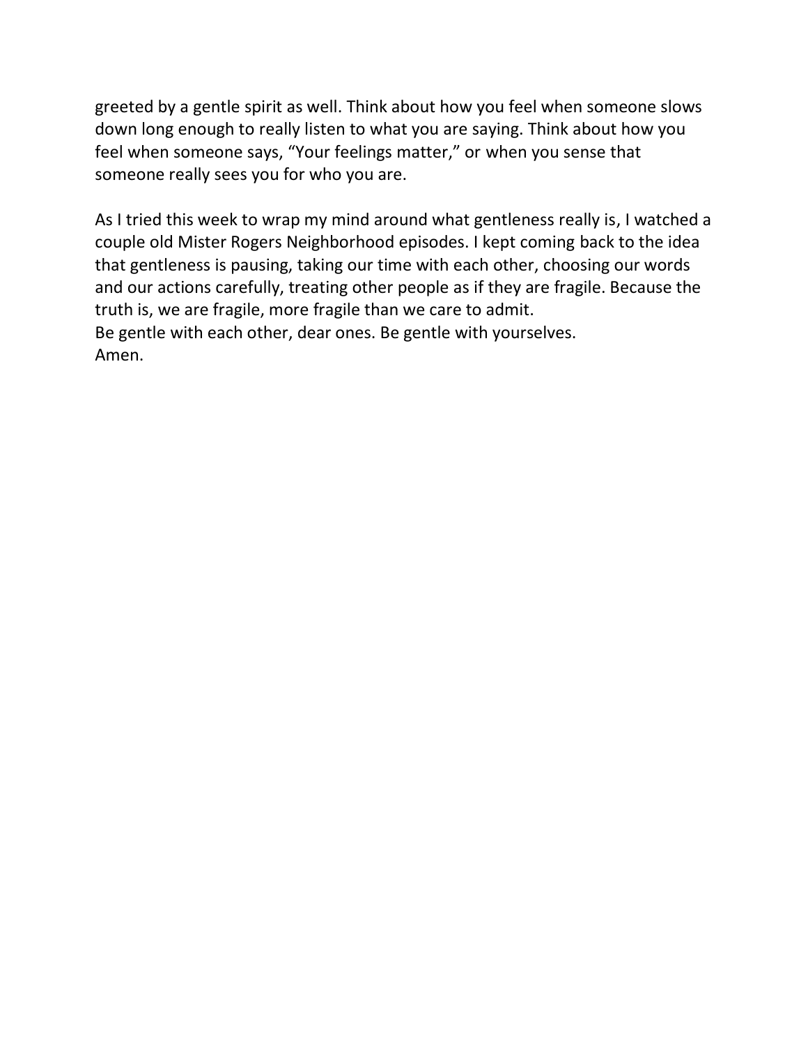greeted by a gentle spirit as well. Think about how you feel when someone slows down long enough to really listen to what you are saying. Think about how you feel when someone says, “Your feelings matter,” or when you sense that someone really sees you for who you are.

As I tried this week to wrap my mind around what gentleness really is, I watched a couple old Mister Rogers Neighborhood episodes. I kept coming back to the idea that gentleness is pausing, taking our time with each other, choosing our words and our actions carefully, treating other people as if they are fragile. Because the truth is, we are fragile, more fragile than we care to admit.

Be gentle with each other, dear ones. Be gentle with yourselves.

Amen.